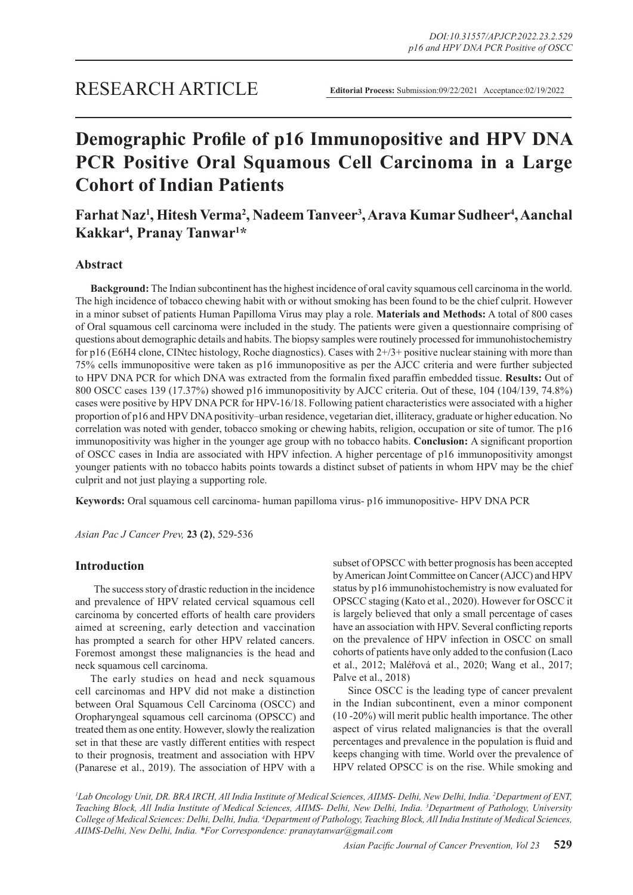RESEARCH ARTICLE

**Editorial Process:** Submission:09/22/2021 Acceptance:02/19/2022

# Demographic Profile of p16 Immunopositive and HPV DNA PCR Positive Oral Squamous Cell Carcinoma in a Large Cohort of Indian Patients

**Farhat Naz[1], Hitesh Verma[2], Nadeem Tanveer[3], Arava Kumar Sudheer[4], Aanchal Kakkar[4], Pranay Tanwar[1]***

## Abstract

**Background:** The Indian subcontinent has the highest incidence of oral cavity squamous cell carcinoma in the world. The high incidence of tobacco chewing habit with or without smoking has been found to be the chief culprit. However in a minor subset of patients Human Papilloma Virus may play a role. **Materials and Methods:** A total of 800 cases of Oral squamous cell carcinoma were included in the study. The patients were given a questionnaire comprising of questions about demographic details and habits. The biopsy samples were routinely processed for immunohistochemistry for p16 (E6H4 clone, CINtec histology, Roche diagnostics). Cases with 2+/3+ positive nuclear staining with more than 75% cells immunopositive were taken as p16 immunopositive as per the AJCC criteria and were further subjected to HPV DNA PCR for which DNA was extracted from the formalin fixed paraffin embedded tissue. **Results:** Out of 800 OSCC cases 139 (17.37%) showed p16 immunopositivity by AJCC criteria. Out of these, 104 (104/139, 74.8%) cases were positive by HPV DNA PCR for HPV-16/18. Following patient characteristics were associated with a higher proportion of p16 and HPV DNA positivity–urban residence, vegetarian diet, illiteracy, graduate or higher education. No correlation was noted with gender, tobacco smoking or chewing habits, religion, occupation or site of tumor. The p16 immunopositivity was higher in the younger age group with no tobacco habits. **Conclusion:** A significant proportion of OSCC cases in India are associated with HPV infection. A higher percentage of p16 immunopositivity amongst younger patients with no tobacco habits points towards a distinct subset of patients in whom HPV may be the chief culprit and not just playing a supporting role.

**Keywords:** Oral squamous cell carcinoma- human papilloma virus- p16 immunopositive- HPV DNA PCR

*Asian Pac J Cancer Prev,* **23 (2)**, 529-536

## Introduction

The success story of drastic reduction in the incidence and prevalence of HPV related cervical squamous cell carcinoma by concerted efforts of health care providers aimed at screening, early detection and vaccination has prompted a search for other HPV related cancers. Foremost amongst these malignancies is the head and neck squamous cell carcinoma.

The early studies on head and neck squamous cell carcinomas and HPV did not make a distinction between Oral Squamous Cell Carcinoma (OSCC) and Oropharyngeal squamous cell carcinoma (OPSCC) and treated them as one entity. However, slowly the realization set in that these are vastly different entities with respect to their prognosis, treatment and association with HPV (Panarese et al., 2019). The association of HPV with a subset of OPSCC with better prognosis has been accepted by American Joint Committee on Cancer (AJCC) and HPV status by p16 immunohistochemistry is now evaluated for OPSCC staging (Kato et al., 2020). However for OSCC it is largely believed that only a small percentage of cases have an association with HPV. Several conflicting reports on the prevalence of HPV infection in OSCC on small cohorts of patients have only added to the confusion (Laco et al., 2012; Maléřová et al., 2020; Wang et al., 2017; Palve et al., 2018)

Since OSCC is the leading type of cancer prevalent in the Indian subcontinent, even a minor component (10 -20%) will merit public health importance. The other aspect of virus related malignancies is that the overall percentages and prevalence in the population is fluid and keeps changing with time. World over the prevalence of HPV related OPSCC is on the rise. While smoking and

*[1]Lab Oncology Unit, DR. BRA IRCH, All India Institute of Medical Sciences, AIIMS- Delhi, New Delhi, India. [2]Department of ENT, Teaching Block, All India Institute of Medical Sciences, AIIMS- Delhi, New Delhi, India. [3]Department of Pathology, University College of Medical Sciences: Delhi, Delhi, India. [4]Department of Pathology, Teaching Block, All India Institute of Medical Sciences, AIIMS-Delhi, New Delhi, India. *For Correspondence: pranaytanwar@gmail.com*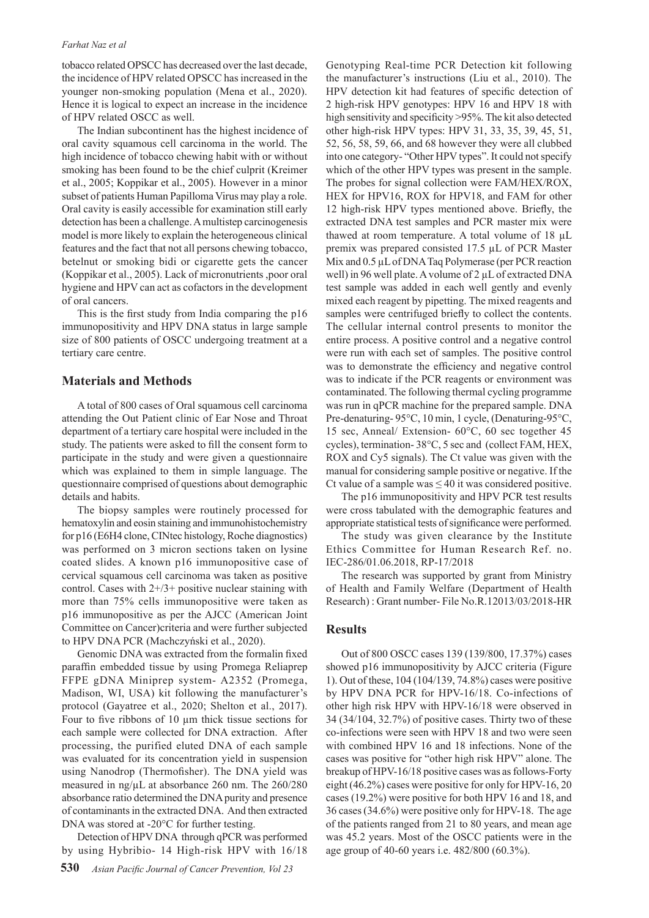tobacco related OPSCC has decreased over the last decade, the incidence of HPV related OPSCC has increased in the younger non-smoking population (Mena et al., 2020). Hence it is logical to expect an increase in the incidence of HPV related OSCC as well.

The Indian subcontinent has the highest incidence of oral cavity squamous cell carcinoma in the world. The high incidence of tobacco chewing habit with or without smoking has been found to be the chief culprit (Kreimer et al., 2005; Koppikar et al., 2005). However in a minor subset of patients Human Papilloma Virus may play a role. Oral cavity is easily accessible for examination still early detection has been a challenge. A multistep carcinogenesis model is more likely to explain the heterogeneous clinical features and the fact that not all persons chewing tobacco, betelnut or smoking bidi or cigarette gets the cancer (Koppikar et al., 2005). Lack of micronutrients ,poor oral hygiene and HPV can act as cofactors in the development of oral cancers.

This is the first study from India comparing the p16 immunopositivity and HPV DNA status in large sample size of 800 patients of OSCC undergoing treatment at a tertiary care centre.

## Materials and Methods

A total of 800 cases of Oral squamous cell carcinoma attending the Out Patient clinic of Ear Nose and Throat department of a tertiary care hospital were included in the study. The patients were asked to fill the consent form to participate in the study and were given a questionnaire which was explained to them in simple language. The questionnaire comprised of questions about demographic details and habits.

The biopsy samples were routinely processed for hematoxylin and eosin staining and immunohistochemistry for p16 (E6H4 clone, CINtec histology, Roche diagnostics) was performed on 3 micron sections taken on lysine coated slides. A known p16 immunopositive case of cervical squamous cell carcinoma was taken as positive control. Cases with 2+/3+ positive nuclear staining with more than 75% cells immunopositive were taken as p16 immunopositive as per the AJCC (American Joint Committee on Cancer)criteria and were further subjected to HPV DNA PCR (Machczyński et al., 2020).

Genomic DNA was extracted from the formalin fixed paraffin embedded tissue by using Promega Reliaprep FFPE gDNA Miniprep system- A2352 (Promega, Madison, WI, USA) kit following the manufacturer's protocol (Gayatree et al., 2020; Shelton et al., 2017). Four to five ribbons of 10 µm thick tissue sections for each sample were collected for DNA extraction. After processing, the purified eluted DNA of each sample was evaluated for its concentration yield in suspension using Nanodrop (Thermofisher). The DNA yield was measured in ng/µL at absorbance 260 nm. The 260/280 absorbance ratio determined the DNA purity and presence of contaminants in the extracted DNA. And then extracted DNA was stored at -20°C for further testing.

Detection of HPV DNA through qPCR was performed by using Hybribio- 14 High-risk HPV with 16/18 Genotyping Real-time PCR Detection kit following the manufacturer's instructions (Liu et al., 2010). The HPV detection kit had features of specific detection of 2 high-risk HPV genotypes: HPV 16 and HPV 18 with high sensitivity and specificity >95%. The kit also detected other high-risk HPV types: HPV 31, 33, 35, 39, 45, 51, 52, 56, 58, 59, 66, and 68 however they were all clubbed into one category- "Other HPV types". It could not specify which of the other HPV types was present in the sample. The probes for signal collection were FAM/HEX/ROX, HEX for HPV16, ROX for HPV18, and FAM for other 12 high-risk HPV types mentioned above. Briefly, the extracted DNA test samples and PCR master mix were thawed at room temperature. A total volume of 18 µL premix was prepared consisted 17.5 µL of PCR Master Mix and 0.5 µL of DNA Taq Polymerase (per PCR reaction well) in 96 well plate. A volume of 2 µL of extracted DNA test sample was added in each well gently and evenly mixed each reagent by pipetting. The mixed reagents and samples were centrifuged briefly to collect the contents. The cellular internal control presents to monitor the entire process. A positive control and a negative control were run with each set of samples. The positive control was to demonstrate the efficiency and negative control was to indicate if the PCR reagents or environment was contaminated. The following thermal cycling programme was run in qPCR machine for the prepared sample. DNA Pre-denaturing- 95°C, 10 min, 1 cycle, (Denaturing-95°C, 15 sec, Anneal/ Extension- 60°C, 60 sec together 45 cycles), termination- 38°C, 5 sec and (collect FAM, HEX, ROX and Cy5 signals). The Ct value was given with the manual for considering sample positive or negative. If the Ct value of a sample was ≤ 40 it was considered positive.

The p16 immunopositivity and HPV PCR test results were cross tabulated with the demographic features and appropriate statistical tests of significance were performed.

The study was given clearance by the Institute Ethics Committee for Human Research Ref. no. IEC-286/01.06.2018, RP-17/2018

The research was supported by grant from Ministry of Health and Family Welfare (Department of Health Research) : Grant number- File No.R.12013/03/2018-HR

## Results

Out of 800 OSCC cases 139 (139/800, 17.37%) cases showed p16 immunopositivity by AJCC criteria (Figure 1). Out of these, 104 (104/139, 74.8%) cases were positive by HPV DNA PCR for HPV-16/18. Co-infections of other high risk HPV with HPV-16/18 were observed in 34 (34/104, 32.7%) of positive cases. Thirty two of these co-infections were seen with HPV 18 and two were seen with combined HPV 16 and 18 infections. None of the cases was positive for "other high risk HPV" alone. The breakup of HPV-16/18 positive cases was as follows-Forty eight (46.2%) cases were positive for only for HPV-16, 20 cases (19.2%) were positive for both HPV 16 and 18, and 36 cases (34.6%) were positive only for HPV-18. The age of the patients ranged from 21 to 80 years, and mean age was 45.2 years. Most of the OSCC patients were in the age group of 40-60 years i.e. 482/800 (60.3%).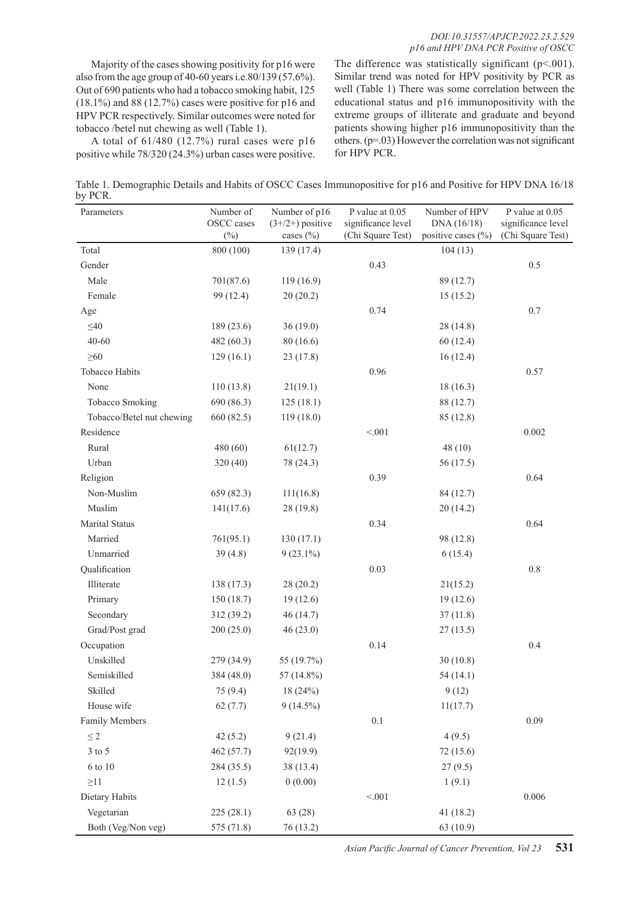Majority of the cases showing positivity for p16 were also from the age group of 40-60 years i.e.80/139 (57.6%). Out of 690 patients who had a tobacco smoking habit, 125 (18.1%) and 88 (12.7%) cases were positive for p16 and HPV PCR respectively. Similar outcomes were noted for tobacco /betel nut chewing as well (Table 1).

A total of 61/480 (12.7%) rural cases were p16 positive while 78/320 (24.3%) urban cases were positive. The difference was statistically significant ($p<.001$). Similar trend was noted for HPV positivity by PCR as well (Table 1) There was some correlation between the educational status and p16 immunopositivity with the extreme groups of illiterate and graduate and beyond patients showing higher p16 immunopositivity than the others. ($p=.03$) However the correlation was not significant for HPV PCR.

Table 1. Demographic Details and Habits of OSCC Cases Immunopositive for p16 and Positive for HPV DNA 16/18 by PCR.

| Parameters | Number of OSCC cases (%) | Number of p16 (3+/2+) positive cases (%) | P value at 0.05 significance level (Chi Square Test) | Number of HPV DNA (16/18) positive cases (%) | P value at 0.05 significance level (Chi Square Test) |
|---|---|---|---|---|---|
| Total | 800 (100) | 139 (17.4) | | 104 (13) | |
| Gender | | | 0.43 | | 0.5 |
| Male | 701(87.6) | 119 (16.9) | | 89 (12.7) | |
| Female | 99 (12.4) | 20 (20.2) | | 15 (15.2) | |
| Age | | | 0.74 | | 0.7 |
| ≤40 | 189 (23.6) | 36 (19.0) | | 28 (14.8) | |
| 40-60 | 482 (60.3) | 80 (16.6) | | 60 (12.4) | |
| ≥60 | 129 (16.1) | 23 (17.8) | | 16 (12.4) | |
| Tobacco Habits | | | 0.96 | | 0.57 |
| None | 110 (13.8) | 21(19.1) | | 18 (16.3) | |
| Tobacco Smoking | 690 (86.3) | 125 (18.1) | | 88 (12.7) | |
| Tobacco/Betel nut chewing | 660 (82.5) | 119 (18.0) | | 85 (12.8) | |
| Residence | | | <.001 | | 0.002 |
| Rural | 480 (60) | 61(12.7) | | 48 (10) | |
| Urban | 320 (40) | 78 (24.3) | | 56 (17.5) | |
| Religion | | | 0.39 | | 0.64 |
| Non-Muslim | 659 (82.3) | 111(16.8) | | 84 (12.7) | |
| Muslim | 141(17.6) | 28 (19.8) | | 20 (14.2) | |
| Marital Status | | | 0.34 | | 0.64 |
| Married | 761(95.1) | 130 (17.1) | | 98 (12.8) | |
| Unmarried | 39 (4.8) | 9 (23.1%) | | 6 (15.4) | |
| Qualification | | | 0.03 | | 0.8 |
| Illiterate | 138 (17.3) | 28 (20.2) | | 21(15.2) | |
| Primary | 150 (18.7) | 19 (12.6) | | 19 (12.6) | |
| Secondary | 312 (39.2) | 46 (14.7) | | 37 (11.8) | |
| Grad/Post grad | 200 (25.0) | 46 (23.0) | | 27 (13.5) | |
| Occupation | | | 0.14 | | 0.4 |
| Unskilled | 279 (34.9) | 55 (19.7%) | | 30 (10.8) | |
| Semiskilled | 384 (48.0) | 57 (14.8%) | | 54 (14.1) | |
| Skilled | 75 (9.4) | 18 (24%) | | 9 (12) | |
| House wife | 62 (7.7) | 9 (14.5%) | | 11(17.7) | |
| Family Members | | | 0.1 | | 0.09 |
| ≤ 2 | 42 (5.2) | 9 (21.4) | | 4 (9.5) | |
| 3 to 5 | 462 (57.7) | 92(19.9) | | 72 (15.6) | |
| 6 to 10 | 284 (35.5) | 38 (13.4) | | 27 (9.5) | |
| ≥11 | 12 (1.5) | 0 (0.00) | | 1 (9.1) | |
| Dietary Habits | | | <.001 | | 0.006 |
| Vegetarian | 225 (28.1) | 63 (28) | | 41 (18.2) | |
| Both (Veg/Non veg) | 575 (71.8) | 76 (13.2) | | 63 (10.9) | |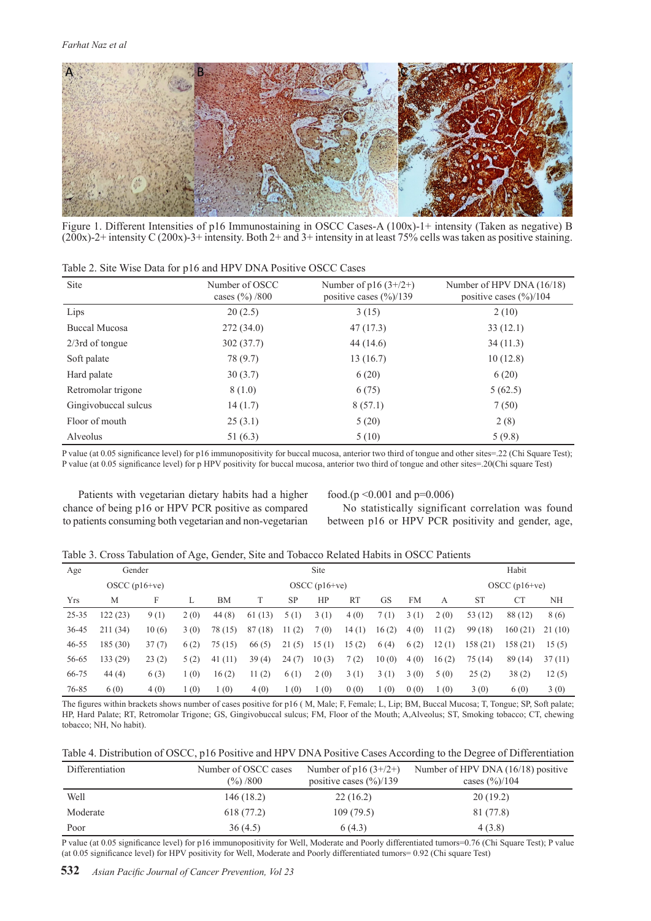Figure 1. Different Intensities of p16 Immunostaining in OSCC Cases-A (100x)-1+ intensity (Taken as negative) B (200x)-2+ intensity C (200x)-3+ intensity. Both 2+ and 3+ intensity in at least 75% cells was taken as positive staining.

Table 2. Site Wise Data for p16 and HPV DNA Positive OSCC Cases

| Site | Number of OSCC cases (%) /800 | Number of p16 (3+/2+) positive cases (%)/139 | Number of HPV DNA (16/18) positive cases (%)/104 |
|---|---|---|---|
| Lips | 20 (2.5) | 3 (15) | 2 (10) |
| Buccal Mucosa | 272 (34.0) | 47 (17.3) | 33 (12.1) |
| 2/3rd of tongue | 302 (37.7) | 44 (14.6) | 34 (11.3) |
| Soft palate | 78 (9.7) | 13 (16.7) | 10 (12.8) |
| Hard palate | 30 (3.7) | 6 (20) | 6 (20) |
| Retromolar trigone | 8 (1.0) | 6 (75) | 5 (62.5) |
| Gingivobuccal sulcus | 14 (1.7) | 8 (57.1) | 7 (50) |
| Floor of mouth | 25 (3.1) | 5 (20) | 2 (8) |
| Alveolus | 51 (6.3) | 5 (10) | 5 (9.8) |

P value (at 0.05 significance level) for p16 immunopositivity for buccal mucosa, anterior two third of tongue and other sites=.22 (Chi Square Test); P value (at 0.05 significance level) for p HPV positivity for buccal mucosa, anterior two third of tongue and other sites=.20(Chi square Test)

Patients with vegetarian dietary habits had a higher chance of being p16 or HPV PCR positive as compared to patients consuming both vegetarian and non-vegetarian food.(p <0.001 and p=0.006)

No statistically significant correlation was found between p16 or HPV PCR positivity and gender, age,

Table 3. Cross Tabulation of Age, Gender, Site and Tobacco Related Habits in OSCC Patients

| Age | Gender | | Site | | | | | | | | | Habit | | |
|---|---|---|---|---|---|---|---|---|---|---|---|---|---|---|
| | OSCC (p16+ve) | | OSCC (p16+ve) | | | | | | | | | OSCC (p16+ve) | | |
| Yrs | M | F | L | BM | T | SP | HP | RT | GS | FM | A | ST | CT | NH |
| 25-35 | 122 (23) | 9 (1) | 2 (0) | 44 (8) | 61 (13) | 5 (1) | 3 (1) | 4 (0) | 7 (1) | 3 (1) | 2 (0) | 53 (12) | 88 (12) | 8 (6) |
| 36-45 | 211 (34) | 10 (6) | 3 (0) | 78 (15) | 87 (18) | 11 (2) | 7 (0) | 14 (1) | 16 (2) | 4 (0) | 11 (2) | 99 (18) | 160 (21) | 21 (10) |
| 46-55 | 185 (30) | 37 (7) | 6 (2) | 75 (15) | 66 (5) | 21 (5) | 15 (1) | 15 (2) | 6 (4) | 6 (2) | 12 (1) | 158 (21) | 158 (21) | 15 (5) |
| 56-65 | 133 (29) | 23 (2) | 5 (2) | 41 (11) | 39 (4) | 24 (7) | 10 (3) | 7 (2) | 10 (0) | 4 (0) | 16 (2) | 75 (14) | 89 (14) | 37 (11) |
| 66-75 | 44 (4) | 6 (3) | 1 (0) | 16 (2) | 11 (2) | 6 (1) | 2 (0) | 3 (1) | 3 (1) | 3 (0) | 5 (0) | 25 (2) | 38 (2) | 12 (5) |
| 76-85 | 6 (0) | 4 (0) | 1 (0) | 1 (0) | 4 (0) | 1 (0) | 1 (0) | 0 (0) | 1 (0) | 0 (0) | 1 (0) | 3 (0) | 6 (0) | 3 (0) |

The figures within brackets shows number of cases positive for p16 ( M, Male; F, Female; L, Lip; BM, Buccal Mucosa; T, Tongue; SP, Soft palate; HP, Hard Palate; RT, Retromolar Trigone; GS, Gingivobuccal sulcus; FM, Floor of the Mouth; A,Alveolus; ST, Smoking tobacco; CT, chewing tobacco; NH, No habit).

Table 4. Distribution of OSCC, p16 Positive and HPV DNA Positive Cases According to the Degree of Differentiation

| Differentiation | Number of OSCC cases (%) /800 | Number of p16 (3+/2+) positive cases (%)/139 | Number of HPV DNA (16/18) positive cases (%)/104 |
|---|---|---|---|
| Well | 146 (18.2) | 22 (16.2) | 20 (19.2) |
| Moderate | 618 (77.2) | 109 (79.5) | 81 (77.8) |
| Poor | 36 (4.5) | 6 (4.3) | 4 (3.8) |

P value (at 0.05 significance level) for p16 immunopositivity for Well, Moderate and Poorly differentiated tumors=0.76 (Chi Square Test); P value (at 0.05 significance level) for HPV positivity for Well, Moderate and Poorly differentiated tumors= 0.92 (Chi square Test)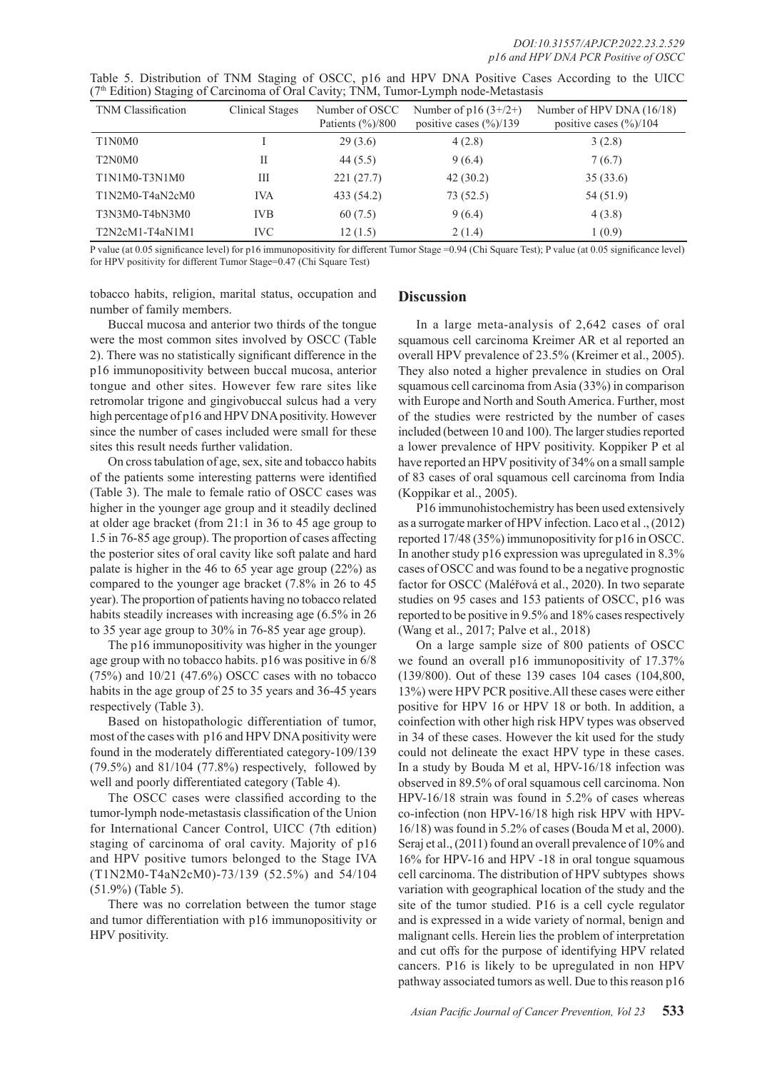Table 5. Distribution of TNM Staging of OSCC, p16 and HPV DNA Positive Cases According to the UICC (7th Edition) Staging of Carcinoma of Oral Cavity; TNM, Tumor-Lymph node-Metastasis

| TNM Classification | Clinical Stages | Number of OSCC Patients (%)/800 | Number of p16 (3+/2+) positive cases (%)/139 | Number of HPV DNA (16/18) positive cases (%)/104 |
|---|---|---|---|---|
| T1N0M0 | I | 29 (3.6) | 4 (2.8) | 3 (2.8) |
| T2N0M0 | II | 44 (5.5) | 9 (6.4) | 7 (6.7) |
| T1N1M0-T3N1M0 | III | 221 (27.7) | 42 (30.2) | 35 (33.6) |
| T1N2M0-T4aN2cM0 | IVA | 433 (54.2) | 73 (52.5) | 54 (51.9) |
| T3N3M0-T4bN3M0 | IVB | 60 (7.5) | 9 (6.4) | 4 (3.8) |
| T2N2cM1-T4aN1M1 | IVC | 12 (1.5) | 2 (1.4) | 1 (0.9) |

P value (at 0.05 significance level) for p16 immunopositivity for different Tumor Stage =0.94 (Chi Square Test); P value (at 0.05 significance level) for HPV positivity for different Tumor Stage=0.47 (Chi Square Test)

tobacco habits, religion, marital status, occupation and number of family members.

Buccal mucosa and anterior two thirds of the tongue were the most common sites involved by OSCC (Table 2). There was no statistically significant difference in the p16 immunopositivity between buccal mucosa, anterior tongue and other sites. However few rare sites like retromolar trigone and gingivobuccal sulcus had a very high percentage of p16 and HPV DNA positivity. However since the number of cases included were small for these sites this result needs further validation.

On cross tabulation of age, sex, site and tobacco habits of the patients some interesting patterns were identified (Table 3). The male to female ratio of OSCC cases was higher in the younger age group and it steadily declined at older age bracket (from 21:1 in 36 to 45 age group to 1.5 in 76-85 age group). The proportion of cases affecting the posterior sites of oral cavity like soft palate and hard palate is higher in the 46 to 65 year age group (22%) as compared to the younger age bracket (7.8% in 26 to 45 year). The proportion of patients having no tobacco related habits steadily increases with increasing age (6.5% in 26 to 35 year age group to 30% in 76-85 year age group).

The p16 immunopositivity was higher in the younger age group with no tobacco habits. p16 was positive in 6/8 (75%) and 10/21 (47.6%) OSCC cases with no tobacco habits in the age group of 25 to 35 years and 36-45 years respectively (Table 3).

Based on histopathologic differentiation of tumor, most of the cases with p16 and HPV DNA positivity were found in the moderately differentiated category-109/139 (79.5%) and 81/104 (77.8%) respectively, followed by well and poorly differentiated category (Table 4).

The OSCC cases were classified according to the tumor-lymph node-metastasis classification of the Union for International Cancer Control, UICC (7th edition) staging of carcinoma of oral cavity. Majority of p16 and HPV positive tumors belonged to the Stage IVA (T1N2M0-T4aN2cM0)-73/139 (52.5%) and 54/104 (51.9%) (Table 5).

There was no correlation between the tumor stage and tumor differentiation with p16 immunopositivity or HPV positivity.

## Discussion

In a large meta-analysis of 2,642 cases of oral squamous cell carcinoma Kreimer AR et al reported an overall HPV prevalence of 23.5% (Kreimer et al., 2005). They also noted a higher prevalence in studies on Oral squamous cell carcinoma from Asia (33%) in comparison with Europe and North and South America. Further, most of the studies were restricted by the number of cases included (between 10 and 100). The larger studies reported a lower prevalence of HPV positivity. Koppiker P et al have reported an HPV positivity of 34% on a small sample of 83 cases of oral squamous cell carcinoma from India (Koppikar et al., 2005).

P16 immunohistochemistry has been used extensively as a surrogate marker of HPV infection. Laco et al ., (2012) reported 17/48 (35%) immunopositivity for p16 in OSCC. In another study p16 expression was upregulated in 8.3% cases of OSCC and was found to be a negative prognostic factor for OSCC (Maléřová et al., 2020). In two separate studies on 95 cases and 153 patients of OSCC, p16 was reported to be positive in 9.5% and 18% cases respectively (Wang et al., 2017; Palve et al., 2018)

On a large sample size of 800 patients of OSCC we found an overall p16 immunopositivity of 17.37% (139/800). Out of these 139 cases 104 cases (104,800, 13%) were HPV PCR positive.All these cases were either positive for HPV 16 or HPV 18 or both. In addition, a coinfection with other high risk HPV types was observed in 34 of these cases. However the kit used for the study could not delineate the exact HPV type in these cases. In a study by Bouda M et al, HPV-16/18 infection was observed in 89.5% of oral squamous cell carcinoma. Non HPV-16/18 strain was found in 5.2% of cases whereas co-infection (non HPV-16/18 high risk HPV with HPV-16/18) was found in 5.2% of cases (Bouda M et al, 2000). Seraj et al., (2011) found an overall prevalence of 10% and 16% for HPV-16 and HPV -18 in oral tongue squamous cell carcinoma. The distribution of HPV subtypes shows variation with geographical location of the study and the site of the tumor studied. P16 is a cell cycle regulator and is expressed in a wide variety of normal, benign and malignant cells. Herein lies the problem of interpretation and cut offs for the purpose of identifying HPV related cancers. P16 is likely to be upregulated in non HPV pathway associated tumors as well. Due to this reason p16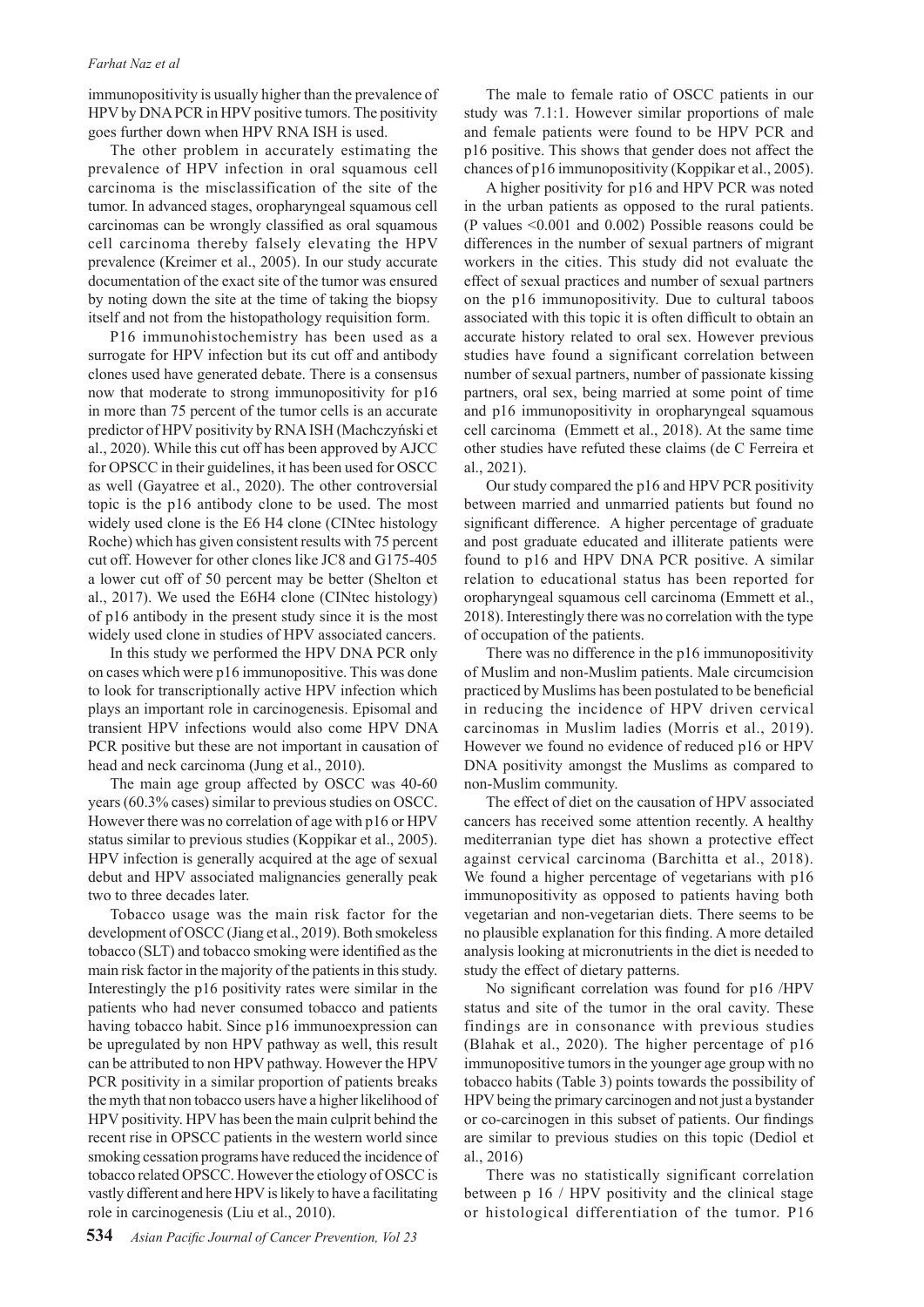immunopositivity is usually higher than the prevalence of HPV by DNA PCR in HPV positive tumors. The positivity goes further down when HPV RNA ISH is used.

The other problem in accurately estimating the prevalence of HPV infection in oral squamous cell carcinoma is the misclassification of the site of the tumor. In advanced stages, oropharyngeal squamous cell carcinomas can be wrongly classified as oral squamous cell carcinoma thereby falsely elevating the HPV prevalence (Kreimer et al., 2005). In our study accurate documentation of the exact site of the tumor was ensured by noting down the site at the time of taking the biopsy itself and not from the histopathology requisition form.

P16 immunohistochemistry has been used as a surrogate for HPV infection but its cut off and antibody clones used have generated debate. There is a consensus now that moderate to strong immunopositivity for p16 in more than 75 percent of the tumor cells is an accurate predictor of HPV positivity by RNA ISH (Machczyński et al., 2020). While this cut off has been approved by AJCC for OPSCC in their guidelines, it has been used for OSCC as well (Gayatree et al., 2020). The other controversial topic is the p16 antibody clone to be used. The most widely used clone is the E6 H4 clone (CINtec histology Roche) which has given consistent results with 75 percent cut off. However for other clones like JC8 and G175-405 a lower cut off of 50 percent may be better (Shelton et al., 2017). We used the E6H4 clone (CINtec histology) of p16 antibody in the present study since it is the most widely used clone in studies of HPV associated cancers.

In this study we performed the HPV DNA PCR only on cases which were p16 immunopositive. This was done to look for transcriptionally active HPV infection which plays an important role in carcinogenesis. Episomal and transient HPV infections would also come HPV DNA PCR positive but these are not important in causation of head and neck carcinoma (Jung et al., 2010).

The main age group affected by OSCC was 40-60 years (60.3% cases) similar to previous studies on OSCC. However there was no correlation of age with p16 or HPV status similar to previous studies (Koppikar et al., 2005). HPV infection is generally acquired at the age of sexual debut and HPV associated malignancies generally peak two to three decades later.

Tobacco usage was the main risk factor for the development of OSCC (Jiang et al., 2019). Both smokeless tobacco (SLT) and tobacco smoking were identified as the main risk factor in the majority of the patients in this study. Interestingly the p16 positivity rates were similar in the patients who had never consumed tobacco and patients having tobacco habit. Since p16 immunoexpression can be upregulated by non HPV pathway as well, this result can be attributed to non HPV pathway. However the HPV PCR positivity in a similar proportion of patients breaks the myth that non tobacco users have a higher likelihood of HPV positivity. HPV has been the main culprit behind the recent rise in OPSCC patients in the western world since smoking cessation programs have reduced the incidence of tobacco related OPSCC. However the etiology of OSCC is vastly different and here HPV is likely to have a facilitating role in carcinogenesis (Liu et al., 2010).

The male to female ratio of OSCC patients in our study was 7.1:1. However similar proportions of male and female patients were found to be HPV PCR and p16 positive. This shows that gender does not affect the chances of p16 immunopositivity (Koppikar et al., 2005).

A higher positivity for p16 and HPV PCR was noted in the urban patients as opposed to the rural patients. (P values <0.001 and 0.002) Possible reasons could be differences in the number of sexual partners of migrant workers in the cities. This study did not evaluate the effect of sexual practices and number of sexual partners on the p16 immunopositivity. Due to cultural taboos associated with this topic it is often difficult to obtain an accurate history related to oral sex. However previous studies have found a significant correlation between number of sexual partners, number of passionate kissing partners, oral sex, being married at some point of time and p16 immunopositivity in oropharyngeal squamous cell carcinoma (Emmett et al., 2018). At the same time other studies have refuted these claims (de C Ferreira et al., 2021).

Our study compared the p16 and HPV PCR positivity between married and unmarried patients but found no significant difference. A higher percentage of graduate and post graduate educated and illiterate patients were found to p16 and HPV DNA PCR positive. A similar relation to educational status has been reported for oropharyngeal squamous cell carcinoma (Emmett et al., 2018). Interestingly there was no correlation with the type of occupation of the patients.

There was no difference in the p16 immunopositivity of Muslim and non-Muslim patients. Male circumcision practiced by Muslims has been postulated to be beneficial in reducing the incidence of HPV driven cervical carcinomas in Muslim ladies (Morris et al., 2019). However we found no evidence of reduced p16 or HPV DNA positivity amongst the Muslims as compared to non-Muslim community.

The effect of diet on the causation of HPV associated cancers has received some attention recently. A healthy mediterranian type diet has shown a protective effect against cervical carcinoma (Barchitta et al., 2018). We found a higher percentage of vegetarians with p16 immunopositivity as opposed to patients having both vegetarian and non-vegetarian diets. There seems to be no plausible explanation for this finding. A more detailed analysis looking at micronutrients in the diet is needed to study the effect of dietary patterns.

No significant correlation was found for p16 /HPV status and site of the tumor in the oral cavity. These findings are in consonance with previous studies (Blahak et al., 2020). The higher percentage of p16 immunopositive tumors in the younger age group with no tobacco habits (Table 3) points towards the possibility of HPV being the primary carcinogen and not just a bystander or co-carcinogen in this subset of patients. Our findings are similar to previous studies on this topic (Dediol et al., 2016)

There was no statistically significant correlation between p 16 / HPV positivity and the clinical stage or histological differentiation of the tumor. P16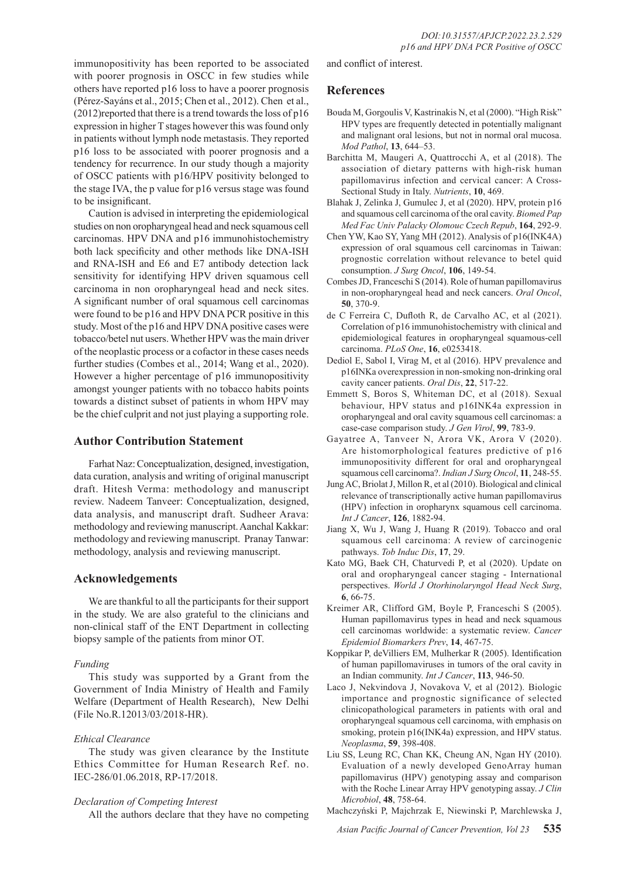immunopositivity has been reported to be associated with poorer prognosis in OSCC in few studies while others have reported p16 loss to have a poorer prognosis (Pérez-Sayáns et al., 2015; Chen et al., 2012). Chen et al., (2012)reported that there is a trend towards the loss of p16 expression in higher T stages however this was found only in patients without lymph node metastasis. They reported p16 loss to be associated with poorer prognosis and a tendency for recurrence. In our study though a majority of OSCC patients with p16/HPV positivity belonged to the stage IVA, the p value for p16 versus stage was found to be insignificant.

Caution is advised in interpreting the epidemiological studies on non oropharyngeal head and neck squamous cell carcinomas. HPV DNA and p16 immunohistochemistry both lack specificity and other methods like DNA-ISH and RNA-ISH and E6 and E7 antibody detection lack sensitivity for identifying HPV driven squamous cell carcinoma in non oropharyngeal head and neck sites. A significant number of oral squamous cell carcinomas were found to be p16 and HPV DNA PCR positive in this study. Most of the p16 and HPV DNA positive cases were tobacco/betel nut users. Whether HPV was the main driver of the neoplastic process or a cofactor in these cases needs further studies (Combes et al., 2014; Wang et al., 2020). However a higher percentage of p16 immunopositivity amongst younger patients with no tobacco habits points towards a distinct subset of patients in whom HPV may be the chief culprit and not just playing a supporting role.

## Author Contribution Statement

Farhat Naz: Conceptualization, designed, investigation, data curation, analysis and writing of original manuscript draft. Hitesh Verma: methodology and manuscript review. Nadeem Tanveer: Conceptualization, designed, data analysis, and manuscript draft. Sudheer Arava: methodology and reviewing manuscript. Aanchal Kakkar: methodology and reviewing manuscript. Pranay Tanwar: methodology, analysis and reviewing manuscript.

## Acknowledgements

We are thankful to all the participants for their support in the study. We are also grateful to the clinicians and non-clinical staff of the ENT Department in collecting biopsy sample of the patients from minor OT.

### *Funding*

This study was supported by a Grant from the Government of India Ministry of Health and Family Welfare (Department of Health Research), New Delhi (File No.R.12013/03/2018-HR).

### *Ethical Clearance*

The study was given clearance by the Institute Ethics Committee for Human Research Ref. no. IEC-286/01.06.2018, RP-17/2018.

### *Declaration of Competing Interest*

All the authors declare that they have no competing and conflict of interest.

## References

Bouda M, Gorgoulis V, Kastrinakis N, et al (2000). "High Risk" HPV types are frequently detected in potentially malignant and malignant oral lesions, but not in normal oral mucosa. *Mod Pathol*, **13**, 644–53.

Barchitta M, Maugeri A, Quattrocchi A, et al (2018). The association of dietary patterns with high-risk human papillomavirus infection and cervical cancer: A Cross-Sectional Study in Italy. *Nutrients*, **10**, 469.

Blahak J, Zelinka J, Gumulec J, et al (2020). HPV, protein p16 and squamous cell carcinoma of the oral cavity. *Biomed Pap Med Fac Univ Palacky Olomouc Czech Repub*, **164**, 292-9.

Chen YW, Kao SY, Yang MH (2012). Analysis of p16(INK4A) expression of oral squamous cell carcinomas in Taiwan: prognostic correlation without relevance to betel quid consumption. *J Surg Oncol*, **106**, 149-54.

Combes JD, Franceschi S (2014). Role of human papillomavirus in non-oropharyngeal head and neck cancers. *Oral Oncol*, **50**, 370-9.

de C Ferreira C, Dufloth R, de Carvalho AC, et al (2021). Correlation of p16 immunohistochemistry with clinical and epidemiological features in oropharyngeal squamous-cell carcinoma. *PLoS One*, **16**, e0253418.

Dediol E, Sabol I, Virag M, et al (2016). HPV prevalence and p16INKa overexpression in non-smoking non-drinking oral cavity cancer patients. *Oral Dis*, **22**, 517-22.

Emmett S, Boros S, Whiteman DC, et al (2018). Sexual behaviour, HPV status and p16INK4a expression in oropharyngeal and oral cavity squamous cell carcinomas: a case-case comparison study. *J Gen Virol*, **99**, 783-9.

Gayatree A, Tanveer N, Arora VK, Arora V (2020). Are histomorphological features predictive of p16 immunopositivity different for oral and oropharyngeal squamous cell carcinoma?. *Indian J Surg Oncol*, **11**, 248-55.

Jung AC, Briolat J, Millon R, et al (2010). Biological and clinical relevance of transcriptionally active human papillomavirus (HPV) infection in oropharynx squamous cell carcinoma. *Int J Cancer*, **126**, 1882-94.

Jiang X, Wu J, Wang J, Huang R (2019). Tobacco and oral squamous cell carcinoma: A review of carcinogenic pathways. *Tob Induc Dis*, **17**, 29.

Kato MG, Baek CH, Chaturvedi P, et al (2020). Update on oral and oropharyngeal cancer staging - International perspectives. *World J Otorhinolaryngol Head Neck Surg*, **6**, 66-75.

Kreimer AR, Clifford GM, Boyle P, Franceschi S (2005). Human papillomavirus types in head and neck squamous cell carcinomas worldwide: a systematic review. *Cancer Epidemiol Biomarkers Prev*, **14**, 467-75.

Koppikar P, deVilliers EM, Mulherkar R (2005). Identification of human papillomaviruses in tumors of the oral cavity in an Indian community. *Int J Cancer*, **113**, 946-50.

Laco J, Nekvindova J, Novakova V, et al (2012). Biologic importance and prognostic significance of selected clinicopathological parameters in patients with oral and oropharyngeal squamous cell carcinoma, with emphasis on smoking, protein p16(INK4a) expression, and HPV status. *Neoplasma*, **59**, 398-408.

Liu SS, Leung RC, Chan KK, Cheung AN, Ngan HY (2010). Evaluation of a newly developed GenoArray human papillomavirus (HPV) genotyping assay and comparison with the Roche Linear Array HPV genotyping assay. *J Clin Microbiol*, **48**, 758-64.

Machczyński P, Majchrzak E, Niewinski P, Marchlewska J,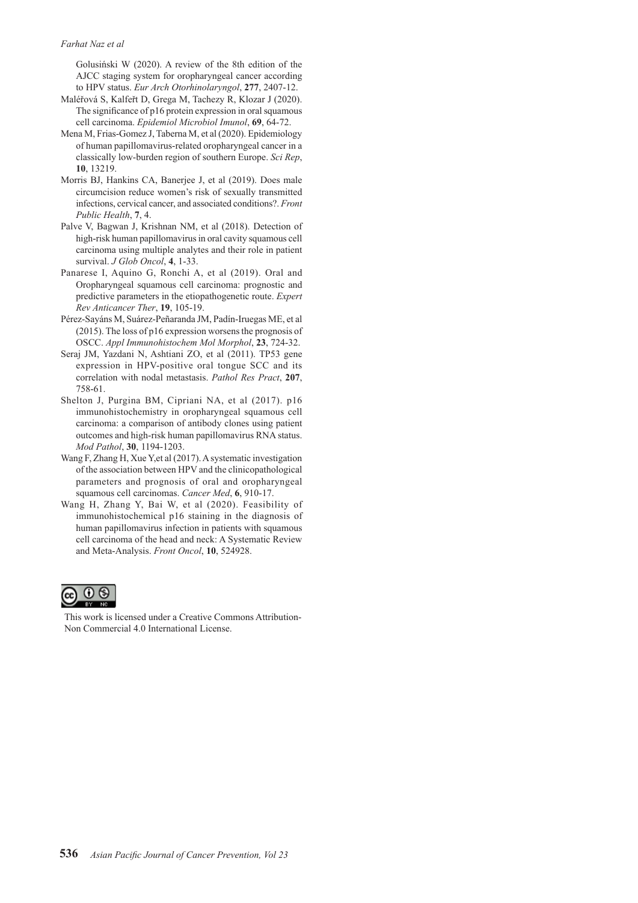Golusiński W (2020). A review of the 8th edition of the AJCC staging system for oropharyngeal cancer according to HPV status. *Eur Arch Otorhinolaryngol*, **277**, 2407-12.

Maléřová S, Kalfeřt D, Grega M, Tachezy R, Klozar J (2020). The significance of p16 protein expression in oral squamous cell carcinoma. *Epidemiol Microbiol Imunol*, **69**, 64-72.

Mena M, Frias-Gomez J, Taberna M, et al (2020). Epidemiology of human papillomavirus-related oropharyngeal cancer in a classically low-burden region of southern Europe. *Sci Rep*, **10**, 13219.

Morris BJ, Hankins CA, Banerjee J, et al (2019). Does male circumcision reduce women's risk of sexually transmitted infections, cervical cancer, and associated conditions?. *Front Public Health*, **7**, 4.

Palve V, Bagwan J, Krishnan NM, et al (2018). Detection of high-risk human papillomavirus in oral cavity squamous cell carcinoma using multiple analytes and their role in patient survival. *J Glob Oncol*, **4**, 1-33.

Panarese I, Aquino G, Ronchi A, et al (2019). Oral and Oropharyngeal squamous cell carcinoma: prognostic and predictive parameters in the etiopathogenetic route. *Expert Rev Anticancer Ther*, **19**, 105-19.

Pérez-Sayáns M, Suárez-Peñaranda JM, Padín-Iruegas ME, et al (2015). The loss of p16 expression worsens the prognosis of OSCC. *Appl Immunohistochem Mol Morphol*, **23**, 724-32.

Seraj JM, Yazdani N, Ashtiani ZO, et al (2011). TP53 gene expression in HPV-positive oral tongue SCC and its correlation with nodal metastasis. *Pathol Res Pract*, **207**, 758-61.

Shelton J, Purgina BM, Cipriani NA, et al (2017). p16 immunohistochemistry in oropharyngeal squamous cell carcinoma: a comparison of antibody clones using patient outcomes and high-risk human papillomavirus RNA status. *Mod Pathol*, **30**, 1194-1203.

Wang F, Zhang H, Xue Y,et al (2017). A systematic investigation of the association between HPV and the clinicopathological parameters and prognosis of oral and oropharyngeal squamous cell carcinomas. *Cancer Med*, **6**, 910-17.

Wang H, Zhang Y, Bai W, et al (2020). Feasibility of immunohistochemical p16 staining in the diagnosis of human papillomavirus infection in patients with squamous cell carcinoma of the head and neck: A Systematic Review and Meta-Analysis. *Front Oncol*, **10**, 524928.

This work is licensed under a Creative Commons Attribution-Non Commercial 4.0 International License.